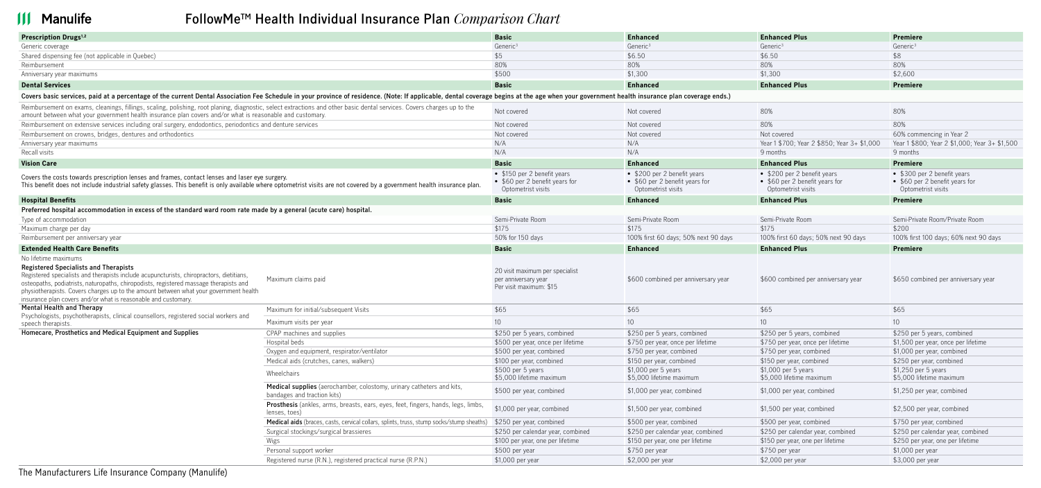# Manulife

## FollowMe™ Health Individual Insurance Plan *Comparison Chart*

| Prescription Drugs[1,2] | | Basic | Enhanced | Enhanced Plus | Premiere |
|---|---|---|---|---|---|
| Generic coverage | | Generic[3] | Generic[3] | Generic[3] | Generic[3] |
| Shared dispensing fee (not applicable in Quebec) | | $5 | $6.50 | $6.50 | $8 |
| Reimbursement | | 80% | 80% | 80% | 80% |
| Anniversary year maximums | | $500 | $1,300 | $1,300 | $2,600 |

| Dental Services | Basic | Enhanced | Enhanced Plus | Premiere |
|---|---|---|---|---|
| **Covers basic services, paid at a percentage of the current Dental Association Fee Schedule in your province of residence. (Note: If applicable, dental coverage begins at the age when your government health insurance plan coverage ends.)** | | | | |
| Reimbursement on exams, cleanings, fillings, scaling, polishing, root planing, diagnostic, select extractions and other basic dental services. Covers charges up to the amount between what your government health insurance plan covers and/or what is reasonable and customary. | Not covered | Not covered | 80% | 80% |
| Reimbursement on extensive services including oral surgery, endodontics, periodontics and denture services | Not covered | Not covered | 80% | 80% |
| Reimbursement on crowns, bridges, dentures and orthodontics | Not covered | Not covered | Not covered | 60% commencing in Year 2 |
| Anniversary year maximums | N/A | N/A | Year 1 $700; Year 2 $850; Year 3+ $1,000 | Year 1 $800; Year 2 $1,000; Year 3+ $1,500 |
| Recall visits | N/A | N/A | 9 months | 9 months |

| Vision Care | Basic | Enhanced | Enhanced Plus | Premiere |
|---|---|---|---|---|
| Covers the costs towards prescription lenses and frames, contact lenses and laser eye surgery. This benefit does not include industrial safety glasses. This benefit is only available where optometrist visits are not covered by a government health insurance plan. | • $150 per 2 benefit years<br>• $60 per 2 benefit years for Optometrist visits | • $200 per 2 benefit years<br>• $60 per 2 benefit years for Optometrist visits | • $200 per 2 benefit years<br>• $60 per 2 benefit years for Optometrist visits | • $300 per 2 benefit years<br>• $60 per 2 benefit years for Optometrist visits |

| Hospital Benefits | Basic | Enhanced | Enhanced Plus | Premiere |
|---|---|---|---|---|
| **Preferred hospital accommodation in excess of the standard ward room rate made by a general (acute care) hospital.** | | | | |
| Type of accommodation | Semi-Private Room | Semi-Private Room | Semi-Private Room | Semi-Private Room/Private Room |
| Maximum charge per day | $175 | $175 | $175 | $200 |
| Reimbursement per anniversary year | 50% for 150 days | 100% first 60 days; 50% next 90 days | 100% first 60 days; 50% next 90 days | 100% first 100 days; 60% next 90 days |

| Extended Health Care Benefits | | Basic | Enhanced | Enhanced Plus | Premiere |
|---|---|---|---|---|---|
| No lifetime maximums<br>**Registered Specialists and Therapists**<br>Registered specialists and therapists include acupuncturists, chiropractors, dietitians, osteopaths, podiatrists, naturopaths, chiropodists, registered massage therapists and physiotherapists. Covers charges up to the amount between what your government health insurance plan covers and/or what is reasonable and customary. | Maximum claims paid | 20 visit maximum per specialist per anniversary year<br>Per visit maximum: $15 | $600 combined per anniversary year | $600 combined per anniversary year | $650 combined per anniversary year |
| **Mental Health and Therapy**<br>Psychologists, psychotherapists, clinical counsellors, registered social workers and speech therapists. | Maximum for initial/subsequent Visits | $65 | $65 | $65 | $65 |
| | Maximum visits per year | 10 | 10 | 10 | 10 |
| **Homecare, Prosthetics and Medical Equipment and Supplies** | CPAP machines and supplies | $250 per 5 years, combined | $250 per 5 years, combined | $250 per 5 years, combined | $250 per 5 years, combined |
| | Hospital beds | $500 per year, once per lifetime | $750 per year, once per lifetime | $750 per year, once per lifetime | $1,500 per year, once per lifetime |
| | Oxygen and equipment, respirator/ventilator | $500 per year, combined | $750 per year, combined | $750 per year, combined | $1,000 per year, combined |
| | Medical aids (crutches, canes, walkers) | $100 per year, combined | $150 per year, combined | $150 per year, combined | $250 per year, combined |
| | Wheelchairs | $500 per 5 years<br>$5,000 lifetime maximum | $1,000 per 5 years<br>$5,000 lifetime maximum | $1,000 per 5 years<br>$5,000 lifetime maximum | $1,250 per 5 years<br>$5,000 lifetime maximum |
| | **Medical supplies** (aerochamber, colostomy, urinary catheters and kits, bandages and traction kits) | $500 per year, combined | $1,000 per year, combined | $1,000 per year, combined | $1,250 per year, combined |
| | **Prosthesis** (ankles, arms, breasts, ears, eyes, feet, fingers, hands, legs, limbs, lenses, toes) | $1,000 per year, combined | $1,500 per year, combined | $1,500 per year, combined | $2,500 per year, combined |
| | **Medical aids** (braces, casts, cervical collars, splints, truss, stump socks/stump sheaths) | $250 per year, combined | $500 per year, combined | $500 per year, combined | $750 per year, combined |
| | Surgical stockings/surgical brassieres | $250 per calendar year, combined | $250 per calendar year, combined | $250 per calendar year, combined | $250 per calendar year, combined |
| | Wigs | $100 per year, one per lifetime | $150 per year, one per lifetime | $150 per year, one per lifetime | $250 per year, one per lifetime |
| | Personal support worker | $500 per year | $750 per year | $750 per year | $1,000 per year |
| | Registered nurse (R.N.), registered practical nurse (R.P.N.) | $1,000 per year | $2,000 per year | $2,000 per year | $3,000 per year |

The Manufacturers Life Insurance Company (Manulife)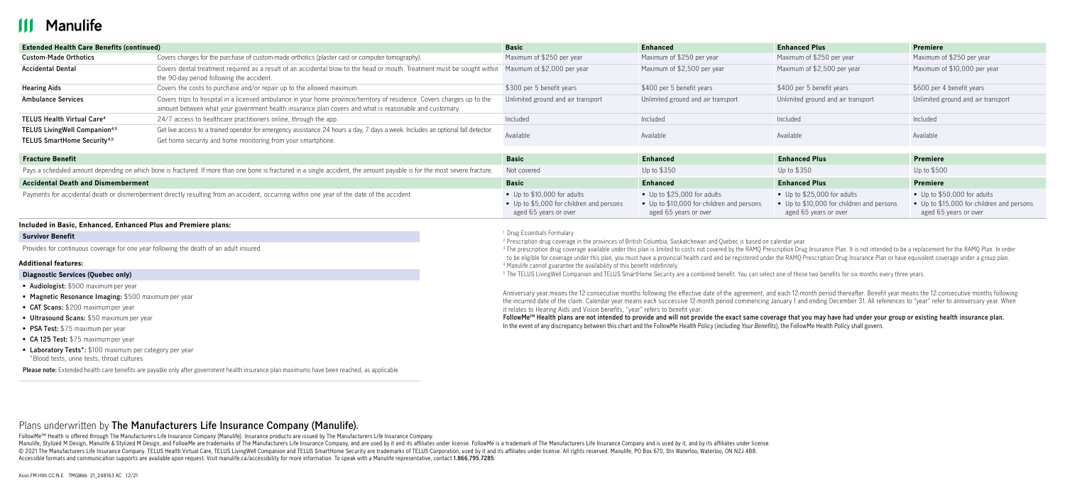# Manulife

| Extended Health Care Benefits (continued) | | Basic | Enhanced | Enhanced Plus | Premiere |
|---|---|---|---|---|---|
| Custom-Made Orthotics | Covers charges for the purchase of custom-made orthotics (plaster cast or computer tomography). | Maximum of $250 per year | Maximum of $250 per year | Maximum of $250 per year | Maximum of $250 per year |
| Accidental Dental | Covers dental treatment required as a result of an accidental blow to the head or mouth. Treatment must be sought within the 90-day period following the accident. | Maximum of $2,000 per year | Maximum of $2,500 per year | Maximum of $2,500 per year | Maximum of $10,000 per year |
| Hearing Aids | Covers the costs to purchase and/or repair up to the allowed maximum. | $300 per 5 benefit years | $400 per 5 benefit years | $400 per 5 benefit years | $600 per 4 benefit years |
| Ambulance Services | Covers trips to hospital in a licensed ambulance in your home province/territory of residence. Covers charges up to the amount between what your government health insurance plan covers and what is reasonable and customary. | Unlimited ground and air transport | Unlimited ground and air transport | Unlimited ground and air transport | Unlimited ground and air transport |
| TELUS Health Virtual Care[4] | 24/7 access to healthcare practitioners online, through the app. | Included | Included | Included | Included |
| TELUS LivingWell Companion[4,5] TELUS SmartHome Security[4,5] | Get live access to a trained operator for emergency assistance 24 hours a day, 7 days a week. Includes an optional fall detector. Get home security and home monitoring from your smartphone. | Available | Available | Available | Available |

| Fracture Benefit | Basic | Enhanced | Enhanced Plus | Premiere |
|---|---|---|---|---|
| Pays a scheduled amount depending on which bone is fractured. If more than one bone is fractured in a single accident, the amount payable is for the most severe fracture. | Not covered | Up to $350 | Up to $350 | Up to $500 |

| Accidental Death and Dismemberment | Basic | Enhanced | Enhanced Plus | Premiere |
|---|---|---|---|---|
| Payments for accidental death or dismemberment directly resulting from an accident, occurring within one year of the date of the accident. | • Up to $10,000 for adults<br>• Up to $5,000 for children and persons aged 65 years or over | • Up to $25,000 for adults<br>• Up to $10,000 for children and persons aged 65 years or over | • Up to $25,000 for adults<br>• Up to $10,000 for children and persons aged 65 years or over | • Up to $50,000 for adults<br>• Up to $15,000 for children and persons aged 65 years or over |

**Included in Basic, Enhanced, Enhanced Plus and Premiere plans:**

**Survivor Benefit**

Provides for continuous coverage for one year following the death of an adult insured.

**Additional features:**

**Diagnostic Services (Quebec only)**

- **Audiologist:** $500 maximum per year
- **Magnetic Resonance Imaging:** $500 maximum per year
- **CAT Scans:** $200 maximum per year
- **Ultrasound Scans:** $50 maximum per year
- **PSA Test:** $75 maximum per year
- **CA 125 Test:** $75 maximum per year
- **Laboratory Tests***: $100 maximum per category per year
  *Blood tests, urine tests, throat cultures

**Please note:** Extended health care benefits are payable only after government health insurance plan maximums have been reached, as applicable.

[1] Drug Essentials Formulary

[2] Prescription drug coverage in the provinces of British Columbia, Saskatchewan and Quebec is based on calendar year.

[3] The prescription drug coverage available under this plan is limited to costs not covered by the RAMQ Prescription Drug Insurance Plan. It is not intended to be a replacement for the RAMQ Plan. In order to be eligible for coverage under this plan, you must have a provincial health card and be registered under the RAMQ Prescription Drug Insurance Plan or have equivalent coverage under a group plan.

[4] Manulife cannot guarantee the availability of this benefit indefinitely.

[5] The TELUS LivingWell Companion and TELUS SmartHome Security are a combined benefit. You can select one of these two benefits for six months every three years.

Anniversary year means the 12 consecutive months following the effective date of the agreement, and each 12-month period thereafter. Benefit year means the 12 consecutive months following the incurred date of the claim. Calendar year means each successive 12-month period commencing January 1 and ending December 31. All references to "year" refer to anniversary year. When it relates to Hearing Aids and Vision benefits, "year" refers to benefit year.

**FollowMe™ Health plans are not intended to provide and will not provide the exact same coverage that you may have had under your group or existing health insurance plan.**

In the event of any discrepancy between this chart and the FollowMe Health Policy (including *Your Benefits*), the FollowMe Health Policy shall govern.

## Plans underwritten by **The Manufacturers Life Insurance Company (Manulife).**

FollowMe™ Health is offered through The Manufacturers Life Insurance Company (Manulife). Insurance products are issued by The Manufacturers Life Insurance Company.

Manulife, Stylized M Design, Manulife & Stylized M Design, and FollowMe are trademarks of The Manufacturers Life Insurance Company, and are used by it and its affiliates under license. FollowMe is a trademark of The Manufacturers Life Insurance Company and is used by it, and by its affiliates under license. © 2021 The Manufacturers Life Insurance Company. TELUS Health Virtual Care, TELUS LivingWell Companion and TELUS SmartHome Security are trademarks of TELUS Corporation, used by it and its affiliates under license. All rights reserved. Manulife, PO Box 670, Stn Waterloo, Waterloo, ON N2J 4B8.

Accessible formats and communication supports are available upon request. Visit manulife.ca/accessibility for more information. To speak with a Manulife representative, contact **1.866.795.7285**.

Assn.FM.Hlth.CC.N.E TMGWeb 21_248163 AC 12/21